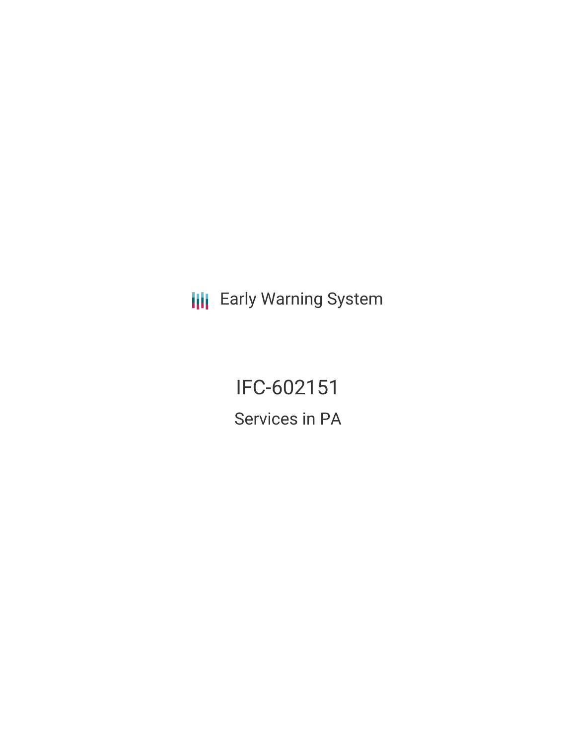Early Warning System

# IFC-602151

## Services in PA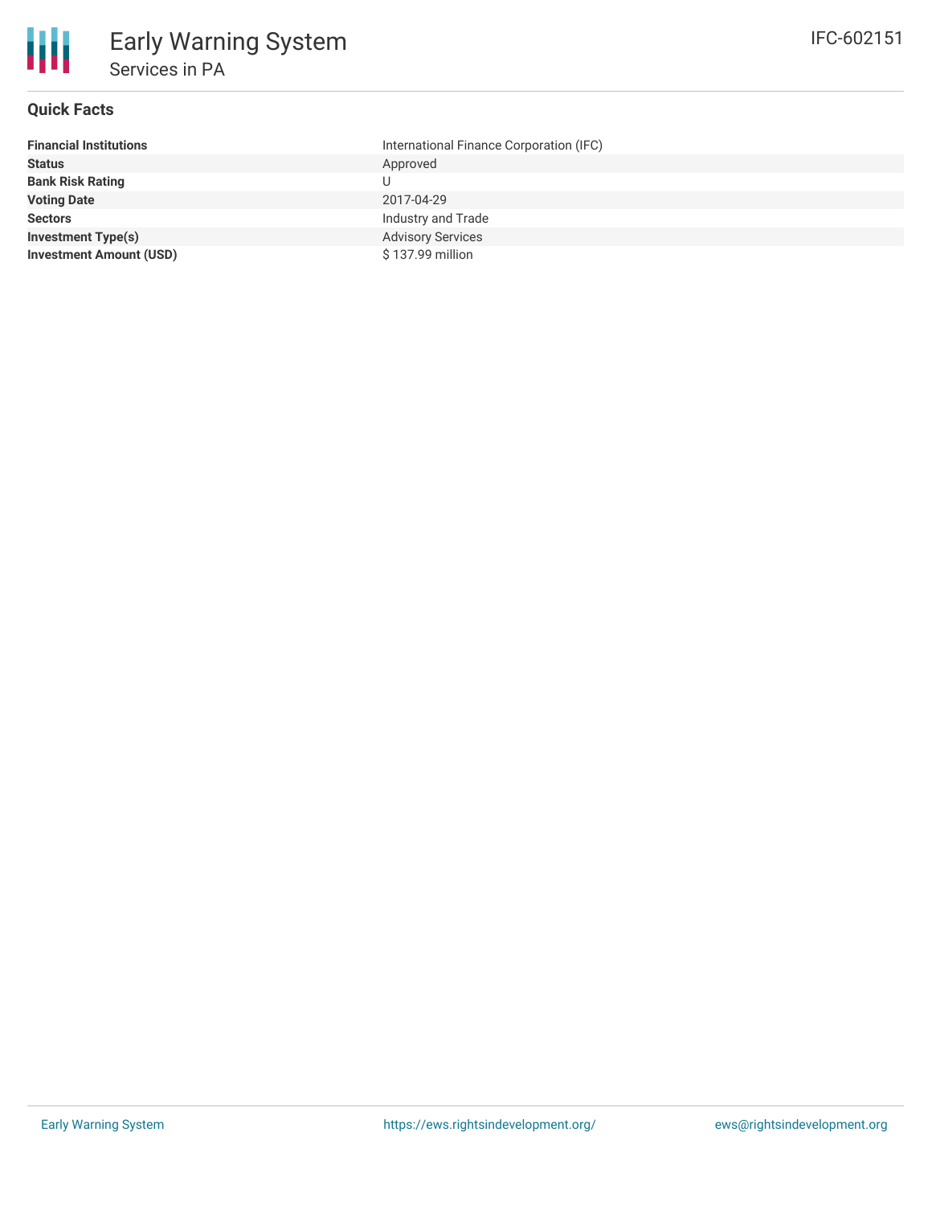# Early Warning System

## Services in PA

IFC-602151

### Quick Facts

| | |
|---|---|
| **Financial Institutions** | International Finance Corporation (IFC) |
| **Status** | Approved |
| **Bank Risk Rating** | U |
| **Voting Date** | 2017-04-29 |
| **Sectors** | Industry and Trade |
| **Investment Type(s)** | Advisory Services |
| **Investment Amount (USD)** | $ 137.99 million |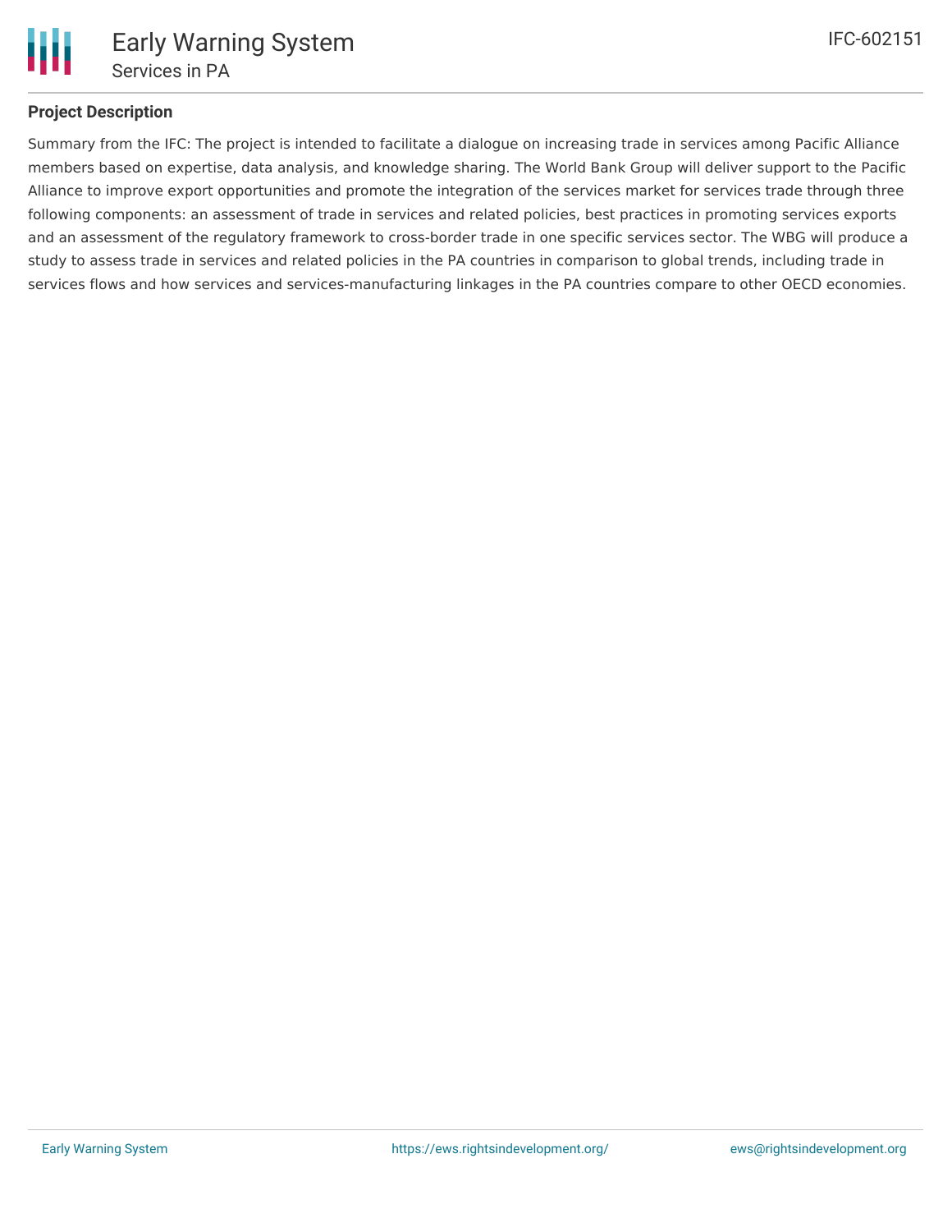## Project Description

Summary from the IFC: The project is intended to facilitate a dialogue on increasing trade in services among Pacific Alliance members based on expertise, data analysis, and knowledge sharing. The World Bank Group will deliver support to the Pacific Alliance to improve export opportunities and promote the integration of the services market for services trade through three following components: an assessment of trade in services and related policies, best practices in promoting services exports and an assessment of the regulatory framework to cross-border trade in one specific services sector. The WBG will produce a study to assess trade in services and related policies in the PA countries in comparison to global trends, including trade in services flows and how services and services-manufacturing linkages in the PA countries compare to other OECD economies.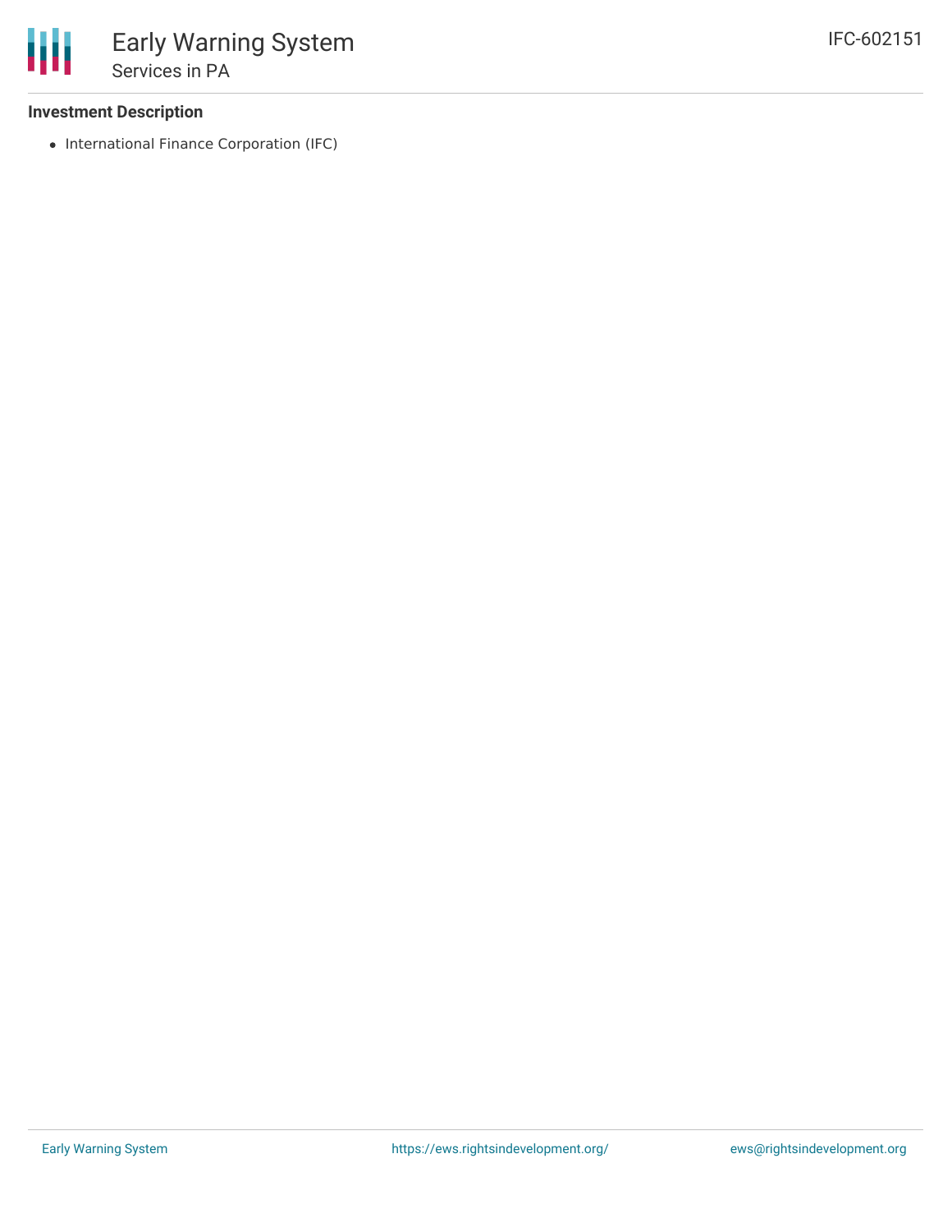**Investment Description**

- International Finance Corporation (IFC)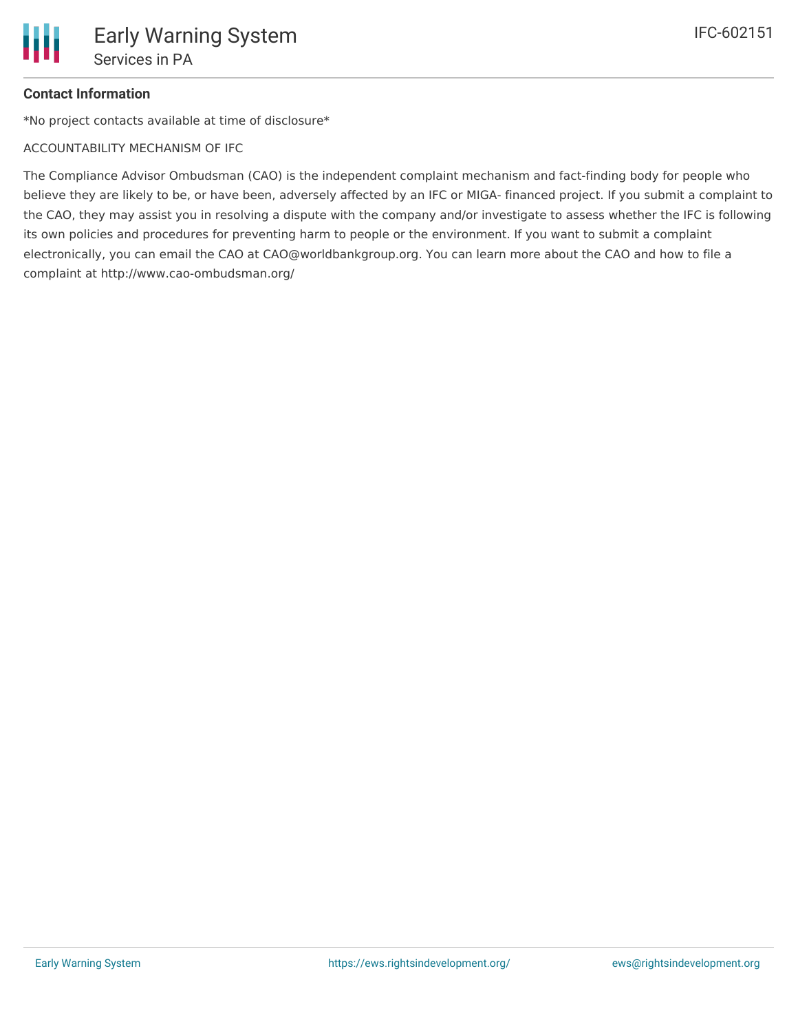**Contact Information**

*No project contacts available at time of disclosure*

ACCOUNTABILITY MECHANISM OF IFC

The Compliance Advisor Ombudsman (CAO) is the independent complaint mechanism and fact-finding body for people who believe they are likely to be, or have been, adversely affected by an IFC or MIGA- financed project. If you submit a complaint to the CAO, they may assist you in resolving a dispute with the company and/or investigate to assess whether the IFC is following its own policies and procedures for preventing harm to people or the environment. If you want to submit a complaint electronically, you can email the CAO at CAO@worldbankgroup.org. You can learn more about the CAO and how to file a complaint at http://www.cao-ombudsman.org/